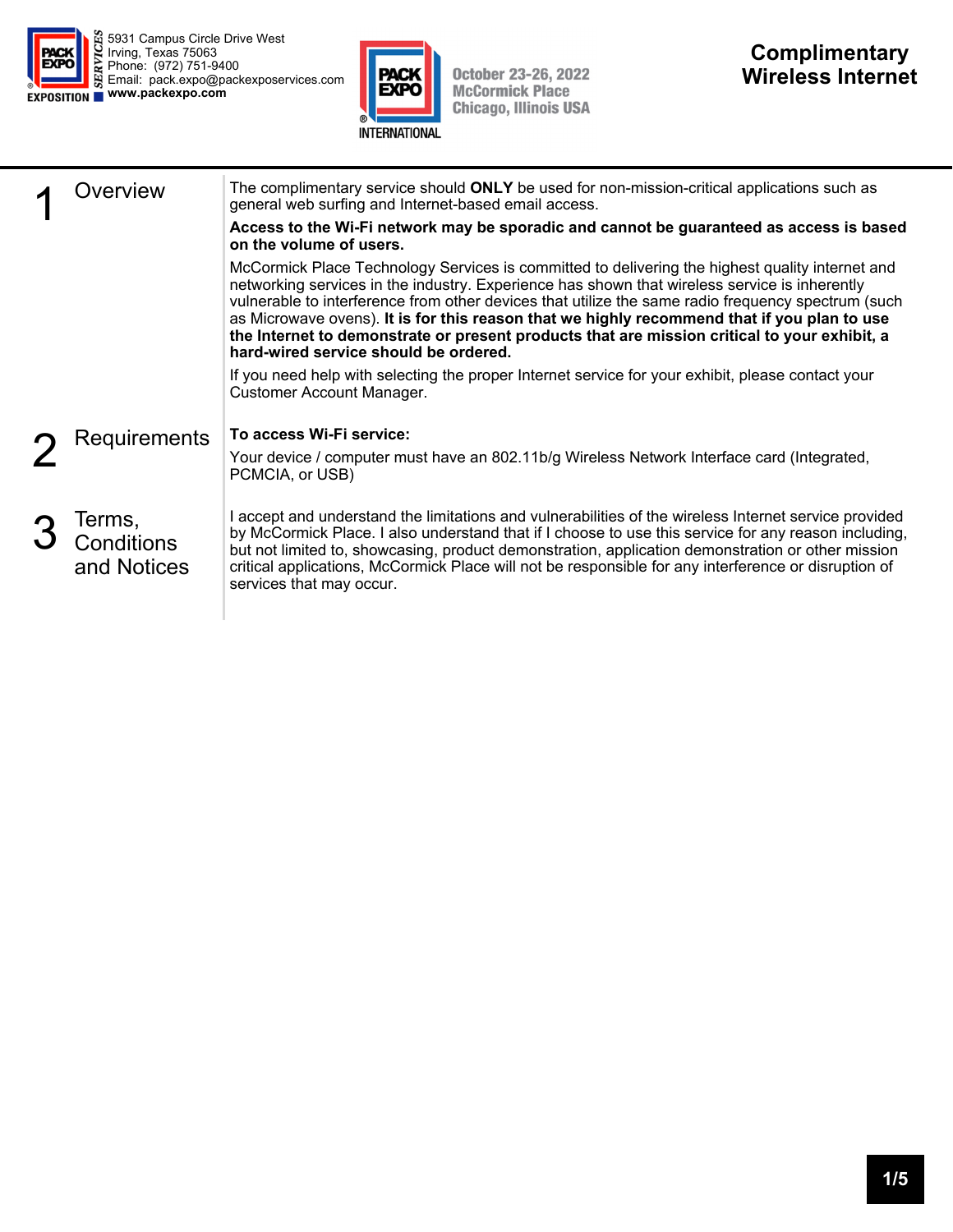5931 Campus Circle Drive West
Irving, Texas 75063
Phone: (972) 751-9400
Email: pack.expo@packexposervices.com
**www.packexpo.com**

October 23-26, 2022
McCormick Place
Chicago, Illinois USA

# Complimentary Wireless Internet

## 1 Overview

The complimentary service should **ONLY** be used for non-mission-critical applications such as general web surfing and Internet-based email access.

**Access to the Wi-Fi network may be sporadic and cannot be guaranteed as access is based on the volume of users.**

McCormick Place Technology Services is committed to delivering the highest quality internet and networking services in the industry. Experience has shown that wireless service is inherently vulnerable to interference from other devices that utilize the same radio frequency spectrum (such as Microwave ovens). **It is for this reason that we highly recommend that if you plan to use the Internet to demonstrate or present products that are mission critical to your exhibit, a hard-wired service should be ordered.**

If you need help with selecting the proper Internet service for your exhibit, please contact your Customer Account Manager.

## 2 Requirements

**To access Wi-Fi service:**

Your device / computer must have an 802.11b/g Wireless Network Interface card (Integrated, PCMCIA, or USB)

## 3 Terms, Conditions and Notices

I accept and understand the limitations and vulnerabilities of the wireless Internet service provided by McCormick Place. I also understand that if I choose to use this service for any reason including, but not limited to, showcasing, product demonstration, application demonstration or other mission critical applications, McCormick Place will not be responsible for any interference or disruption of services that may occur.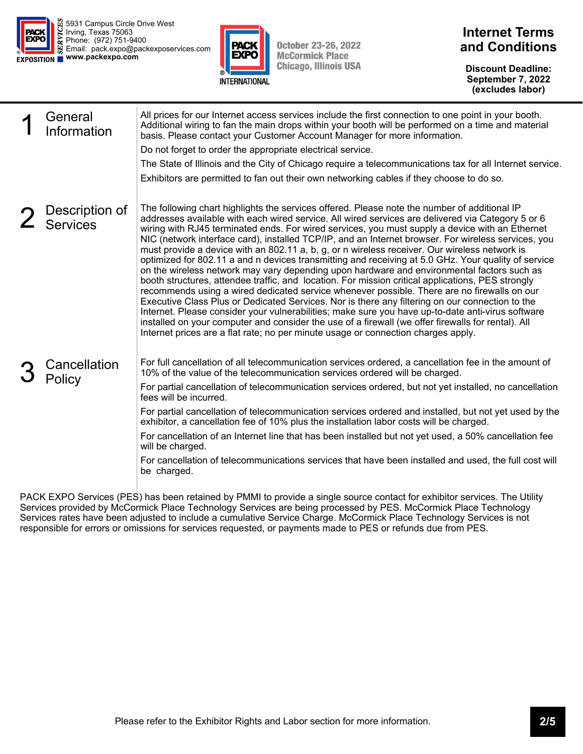5931 Campus Circle Drive West
Irving, Texas 75063
Phone: (972) 751-9400
Email: pack.expo@packexposervices.com
www.packexpo.com

October 23-26, 2022
McCormick Place
Chicago, Illinois USA

# Internet Terms and Conditions

**Discount Deadline: September 7, 2022 (excludes labor)**

## 1 General Information

All prices for our Internet access services include the first connection to one point in your booth. Additional wiring to fan the main drops within your booth will be performed on a time and material basis. Please contact your Customer Account Manager for more information.

Do not forget to order the appropriate electrical service.

The State of Illinois and the City of Chicago require a telecommunications tax for all Internet service.

Exhibitors are permitted to fan out their own networking cables if they choose to do so.

## 2 Description of Services

The following chart highlights the services offered. Please note the number of additional IP addresses available with each wired service. All wired services are delivered via Category 5 or 6 wiring with RJ45 terminated ends. For wired services, you must supply a device with an Ethernet NIC (network interface card), installed TCP/IP, and an Internet browser. For wireless services, you must provide a device with an 802.11 a, b, g, or n wireless receiver. Our wireless network is optimized for 802.11 a and n devices transmitting and receiving at 5.0 GHz. Your quality of service on the wireless network may vary depending upon hardware and environmental factors such as booth structures, attendee traffic, and location. For mission critical applications, PES strongly recommends using a wired dedicated service whenever possible. There are no firewalls on our Executive Class Plus or Dedicated Services. Nor is there any filtering on our connection to the Internet. Please consider your vulnerabilities; make sure you have up-to-date anti-virus software installed on your computer and consider the use of a firewall (we offer firewalls for rental). All Internet prices are a flat rate; no per minute usage or connection charges apply.

## 3 Cancellation Policy

For full cancellation of all telecommunication services ordered, a cancellation fee in the amount of 10% of the value of the telecommunication services ordered will be charged.

For partial cancellation of telecommunication services ordered, but not yet installed, no cancellation fees will be incurred.

For partial cancellation of telecommunication services ordered and installed, but not yet used by the exhibitor, a cancellation fee of 10% plus the installation labor costs will be charged.

For cancellation of an Internet line that has been installed but not yet used, a 50% cancellation fee will be charged.

For cancellation of telecommunications services that have been installed and used, the full cost will be charged.

PACK EXPO Services (PES) has been retained by PMMI to provide a single source contact for exhibitor services. The Utility Services provided by McCormick Place Technology Services are being processed by PES. McCormick Place Technology Services rates have been adjusted to include a cumulative Service Charge. McCormick Place Technology Services is not responsible for errors or omissions for services requested, or payments made to PES or refunds due from PES.

Please refer to the Exhibitor Rights and Labor section for more information.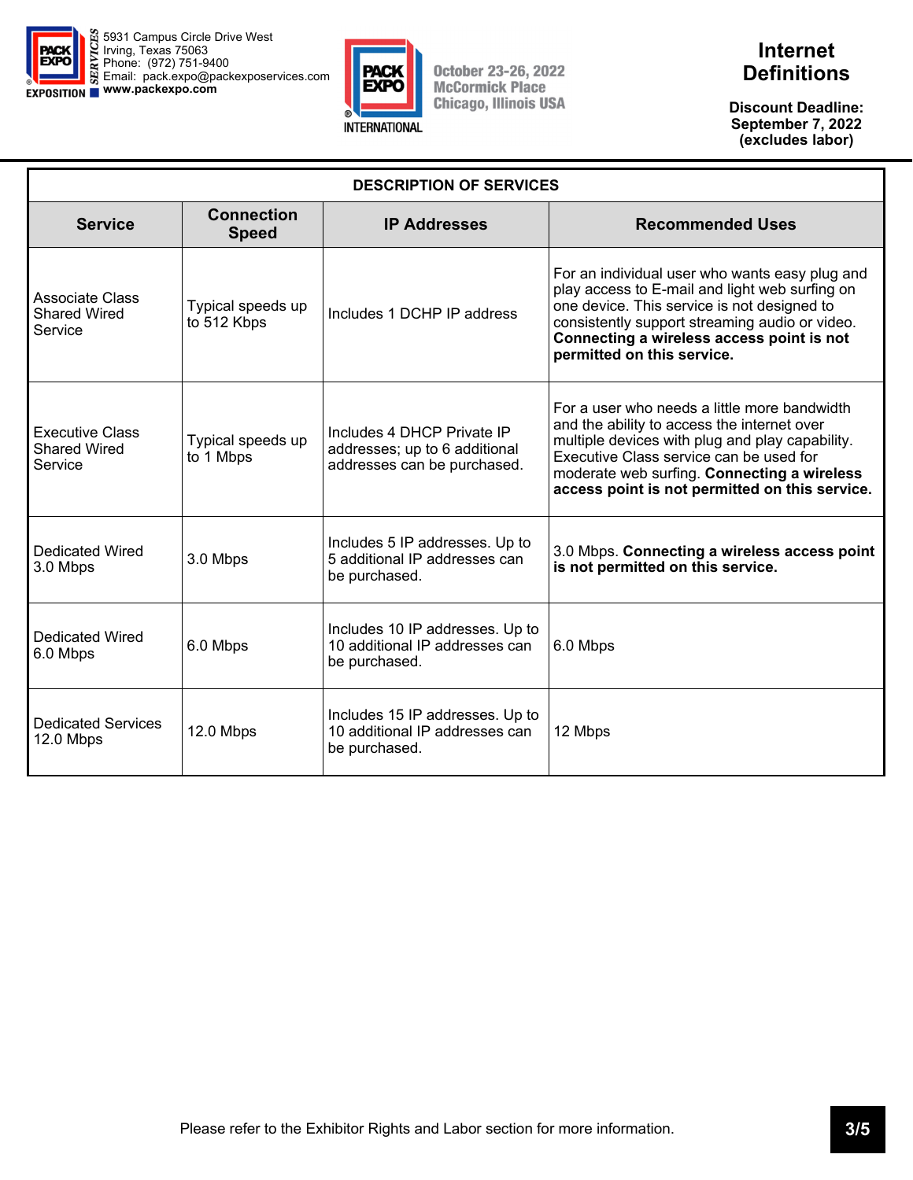5931 Campus Circle Drive West
Irving, Texas 75063
Phone: (972) 751-9400
Email: pack.expo@packexposervices.com
www.packexpo.com

October 23-26, 2022
McCormick Place
Chicago, Illinois USA

# Internet Definitions

**Discount Deadline:
September 7, 2022
(excludes labor)**

| DESCRIPTION OF SERVICES | | | |
|---|---|---|---|
| **Service** | **Connection Speed** | **IP Addresses** | **Recommended Uses** |
| Associate Class Shared Wired Service | Typical speeds up to 512 Kbps | Includes 1 DCHP IP address | For an individual user who wants easy plug and play access to E-mail and light web surfing on one device. This service is not designed to consistently support streaming audio or video. **Connecting a wireless access point is not permitted on this service.** |
| Executive Class Shared Wired Service | Typical speeds up to 1 Mbps | Includes 4 DHCP Private IP addresses; up to 6 additional addresses can be purchased. | For a user who needs a little more bandwidth and the ability to access the internet over multiple devices with plug and play capability. Executive Class service can be used for moderate web surfing. **Connecting a wireless access point is not permitted on this service.** |
| Dedicated Wired 3.0 Mbps | 3.0 Mbps | Includes 5 IP addresses. Up to 5 additional IP addresses can be purchased. | 3.0 Mbps. **Connecting a wireless access point is not permitted on this service.** |
| Dedicated Wired 6.0 Mbps | 6.0 Mbps | Includes 10 IP addresses. Up to 10 additional IP addresses can be purchased. | 6.0 Mbps |
| Dedicated Services 12.0 Mbps | 12.0 Mbps | Includes 15 IP addresses. Up to 10 additional IP addresses can be purchased. | 12 Mbps |

Please refer to the Exhibitor Rights and Labor section for more information.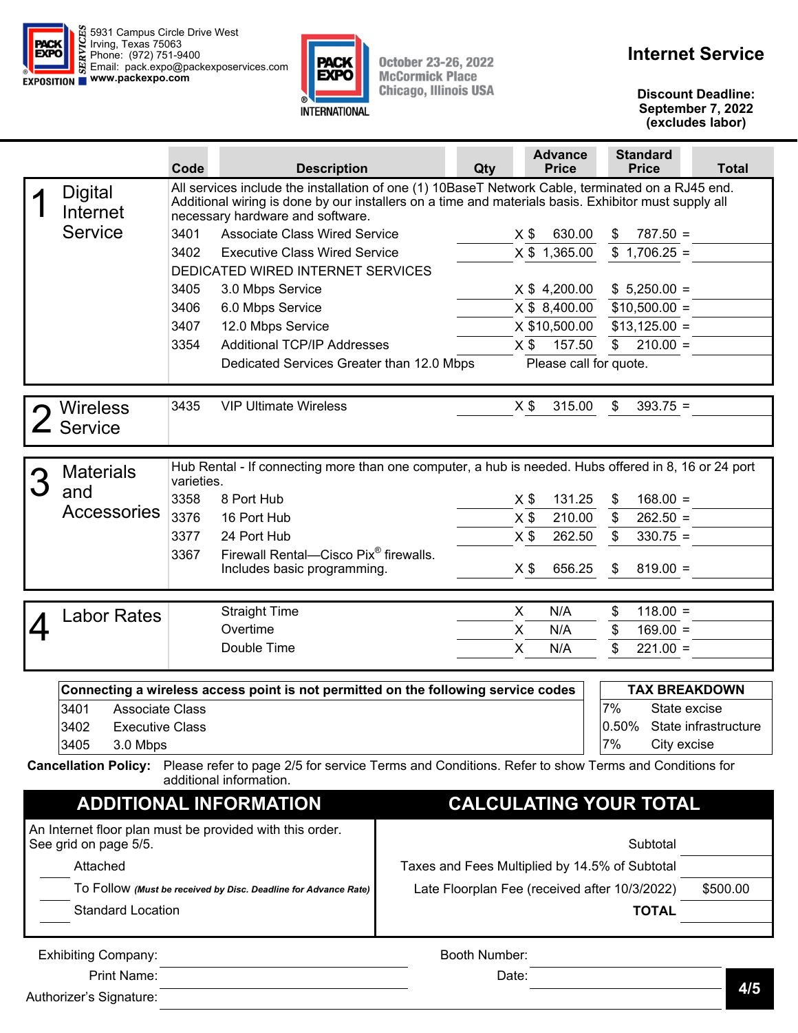5931 Campus Circle Drive West
Irving, Texas 75063
Phone: (972) 751-9400
Email: pack.expo@packexposervices.com
www.packexpo.com

PACK EXPO INTERNATIONAL

October 23-26, 2022
McCormick Place
Chicago, Illinois USA

# Internet Service

**Discount Deadline: September 7, 2022 (excludes labor)**

| | Code | Description | Qty | Advance Price | Standard Price | Total |
|---|---|---|---|---|---|---|
| **1 Digital Internet Service** | | All services include the installation of one (1) 10BaseT Network Cable, terminated on a RJ45 end. Additional wiring is done by our installers on a time and materials basis. Exhibitor must supply all necessary hardware and software. | | | | |
| | 3401 | Associate Class Wired Service | | X $ 630.00 | $ 787.50 = | |
| | 3402 | Executive Class Wired Service | | X $ 1,365.00 | $ 1,706.25 = | |
| | | DEDICATED WIRED INTERNET SERVICES | | | | |
| | 3405 | 3.0 Mbps Service | | X $ 4,200.00 | $ 5,250.00 = | |
| | 3406 | 6.0 Mbps Service | | X $ 8,400.00 | $10,500.00 = | |
| | 3407 | 12.0 Mbps Service | | X $10,500.00 | $13,125.00 = | |
| | 3354 | Additional TCP/IP Addresses | | X $ 157.50 | $ 210.00 = | |
| | | Dedicated Services Greater than 12.0 Mbps | | Please call for quote. | | |
| **2 Wireless Service** | 3435 | VIP Ultimate Wireless | | X $ 315.00 | $ 393.75 = | |
| **3 Materials and Accessories** | | Hub Rental - If connecting more than one computer, a hub is needed. Hubs offered in 8, 16 or 24 port varieties. | | | | |
| | 3358 | 8 Port Hub | | X $ 131.25 | $ 168.00 = | |
| | 3376 | 16 Port Hub | | X $ 210.00 | $ 262.50 = | |
| | 3377 | 24 Port Hub | | X $ 262.50 | $ 330.75 = | |
| | 3367 | Firewall Rental—Cisco Pix® firewalls. Includes basic programming. | | X $ 656.25 | $ 819.00 = | |
| **4 Labor Rates** | | Straight Time | | X N/A | $ 118.00 = | |
| | | Overtime | | X N/A | $ 169.00 = | |
| | | Double Time | | X N/A | $ 221.00 = | |

| Connecting a wireless access point is not permitted on the following service codes | |
|---|---|
| 3401 | Associate Class |
| 3402 | Executive Class |
| 3405 | 3.0 Mbps |

| TAX BREAKDOWN | |
|---|---|
| 7% | State excise |
| 0.50% | State infrastructure |
| 7% | City excise |

**Cancellation Policy:** Please refer to page 2/5 for service Terms and Conditions. Refer to show Terms and Conditions for additional information.

## ADDITIONAL INFORMATION

An Internet floor plan must be provided with this order. See grid on page 5/5.

_____ Attached

_____ To Follow *(Must be received by Disc. Deadline for Advance Rate)*

_____ Standard Location

## CALCULATING YOUR TOTAL

| | |
|---|---|
| Subtotal | |
| Taxes and Fees Multiplied by 14.5% of Subtotal | |
| Late Floorplan Fee (received after 10/3/2022) | $500.00 |
| **TOTAL** | |

Exhibiting Company: ____________________ Booth Number: ____________________

Print Name: ____________________ Date: ____________________

Authorizer's Signature: ____________________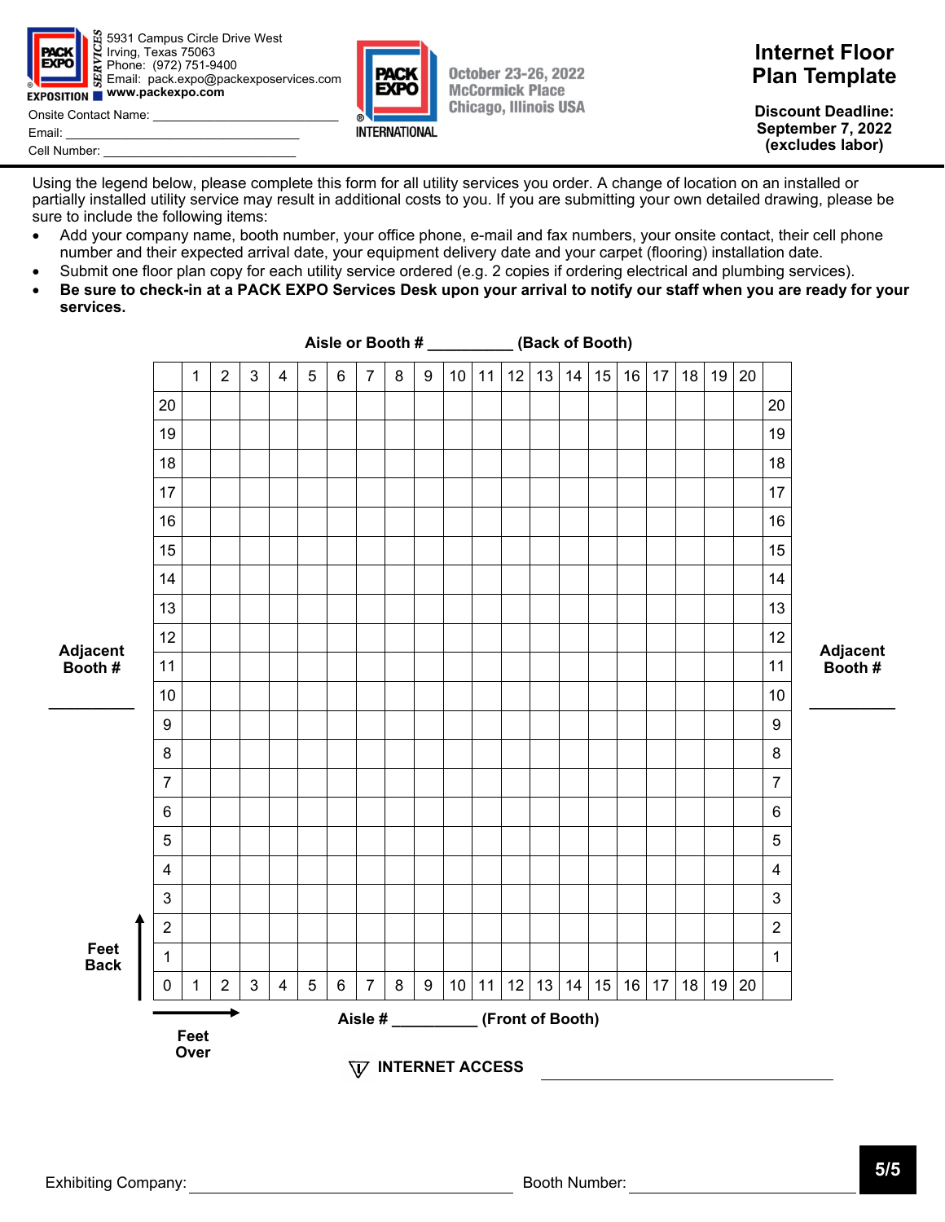PACK EXPO SERVICES
5931 Campus Circle Drive West
Irving, Texas 75063
Phone: (972) 751-9400
Email: pack.expo@packexposervices.com
www.packexpo.com

Onsite Contact Name: ___________________________

Email: ___________________________

Cell Number: ___________________________

PACK EXPO INTERNATIONAL
October 23-26, 2022
McCormick Place
Chicago, Illinois USA

# Internet Floor Plan Template

**Discount Deadline: September 7, 2022 (excludes labor)**

Using the legend below, please complete this form for all utility services you order. A change of location on an installed or partially installed utility service may result in additional costs to you. If you are submitting your own detailed drawing, please be sure to include the following items:

- Add your company name, booth number, your office phone, e-mail and fax numbers, your onsite contact, their cell phone number and their expected arrival date, your equipment delivery date and your carpet (flooring) installation date.
- Submit one floor plan copy for each utility service ordered (e.g. 2 copies if ordering electrical and plumbing services).
- **Be sure to check-in at a PACK EXPO Services Desk upon your arrival to notify our staff when you are ready for your services.**

**Aisle or Booth # __________ (Back of Booth)**

**Adjacent Booth # __________** (left) | **Adjacent Booth # __________** (right)

| | 1 | 2 | 3 | 4 | 5 | 6 | 7 | 8 | 9 | 10 | 11 | 12 | 13 | 14 | 15 | 16 | 17 | 18 | 19 | 20 | |
|---|---|---|---|---|---|---|---|---|---|---|---|---|---|---|---|---|---|---|---|---|---|
| 20 | | | | | | | | | | | | | | | | | | | | | 20 |
| 19 | | | | | | | | | | | | | | | | | | | | | 19 |
| 18 | | | | | | | | | | | | | | | | | | | | | 18 |
| 17 | | | | | | | | | | | | | | | | | | | | | 17 |
| 16 | | | | | | | | | | | | | | | | | | | | | 16 |
| 15 | | | | | | | | | | | | | | | | | | | | | 15 |
| 14 | | | | | | | | | | | | | | | | | | | | | 14 |
| 13 | | | | | | | | | | | | | | | | | | | | | 13 |
| 12 | | | | | | | | | | | | | | | | | | | | | 12 |
| 11 | | | | | | | | | | | | | | | | | | | | | 11 |
| 10 | | | | | | | | | | | | | | | | | | | | | 10 |
| 9 | | | | | | | | | | | | | | | | | | | | | 9 |
| 8 | | | | | | | | | | | | | | | | | | | | | 8 |
| 7 | | | | | | | | | | | | | | | | | | | | | 7 |
| 6 | | | | | | | | | | | | | | | | | | | | | 6 |
| 5 | | | | | | | | | | | | | | | | | | | | | 5 |
| 4 | | | | | | | | | | | | | | | | | | | | | 4 |
| 3 | | | | | | | | | | | | | | | | | | | | | 3 |
| 2 | | | | | | | | | | | | | | | | | | | | | 2 |
| 1 | | | | | | | | | | | | | | | | | | | | | 1 |
| 0 | 1 | 2 | 3 | 4 | 5 | 6 | 7 | 8 | 9 | 10 | 11 | 12 | 13 | 14 | 15 | 16 | 17 | 18 | 19 | 20 | |

**Feet Back** (↑)

**Feet Over** (→)

**Aisle # __________ (Front of Booth)**

**INTERNET ACCESS** ___________________________

Exhibiting Company: ___________________________ Booth Number: ___________________________